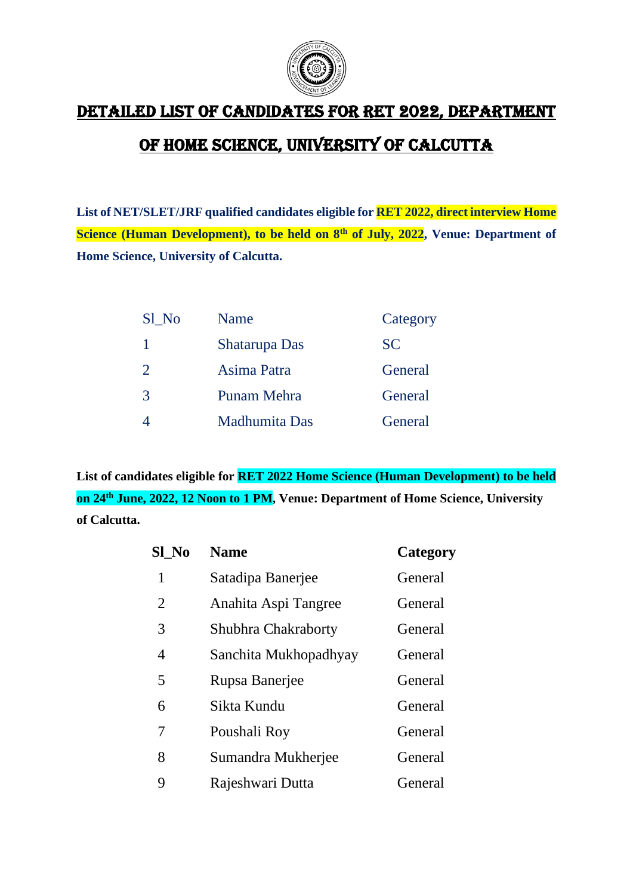# DETAILED LIST OF CANDIDATES FOR RET 2022, DEPARTMENT OF HOME SCIENCE, UNIVERSITY OF CALCUTTA

**List of NET/SLET/JRF qualified candidates eligible for RET 2022, direct interview Home Science (Human Development), to be held on 8th of July, 2022, Venue: Department of Home Science, University of Calcutta.**

| Sl_No | Name | Category |
|---|---|---|
| 1 | Shatarupa Das | SC |
| 2 | Asima Patra | General |
| 3 | Punam Mehra | General |
| 4 | Madhumita Das | General |

**List of candidates eligible for RET 2022 Home Science (Human Development) to be held on 24th June, 2022, 12 Noon to 1 PM, Venue: Department of Home Science, University of Calcutta.**

| Sl_No | Name | Category |
|---|---|---|
| 1 | Satadipa Banerjee | General |
| 2 | Anahita Aspi Tangree | General |
| 3 | Shubhra Chakraborty | General |
| 4 | Sanchita Mukhopadhyay | General |
| 5 | Rupsa Banerjee | General |
| 6 | Sikta Kundu | General |
| 7 | Poushali Roy | General |
| 8 | Sumandra Mukherjee | General |
| 9 | Rajeshwari Dutta | General |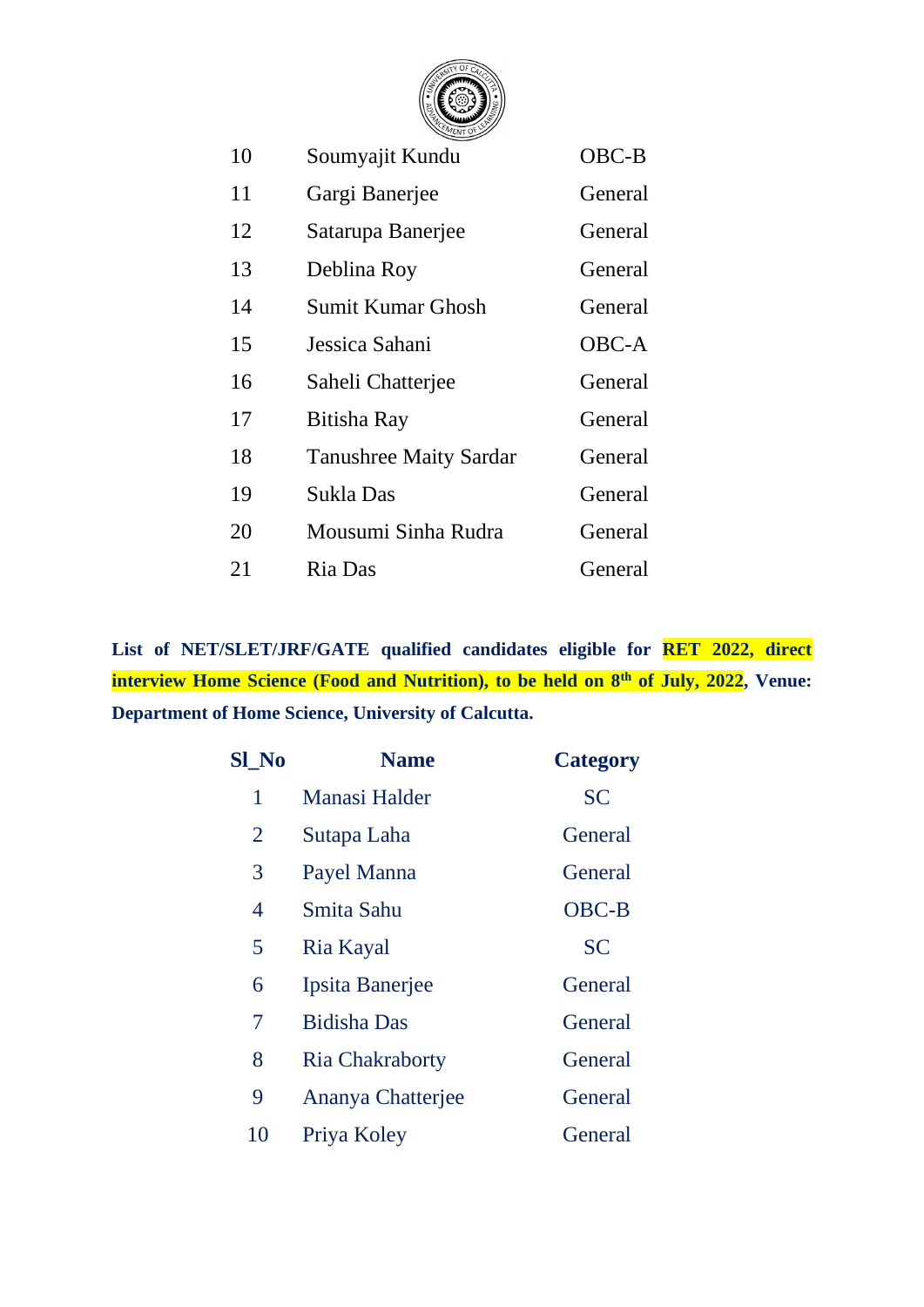| | | |
|---|---|---|
| 10 | Soumyajit Kundu | OBC-B |
| 11 | Gargi Banerjee | General |
| 12 | Satarupa Banerjee | General |
| 13 | Deblina Roy | General |
| 14 | Sumit Kumar Ghosh | General |
| 15 | Jessica Sahani | OBC-A |
| 16 | Saheli Chatterjee | General |
| 17 | Bitisha Ray | General |
| 18 | Tanushree Maity Sardar | General |
| 19 | Sukla Das | General |
| 20 | Mousumi Sinha Rudra | General |
| 21 | Ria Das | General |

**List of NET/SLET/JRF/GATE qualified candidates eligible for RET 2022, direct interview Home Science (Food and Nutrition), to be held on 8th of July, 2022, Venue: Department of Home Science, University of Calcutta.**

| Sl_No | Name | Category |
|---|---|---|
| 1 | Manasi Halder | SC |
| 2 | Sutapa Laha | General |
| 3 | Payel Manna | General |
| 4 | Smita Sahu | OBC-B |
| 5 | Ria Kayal | SC |
| 6 | Ipsita Banerjee | General |
| 7 | Bidisha Das | General |
| 8 | Ria Chakraborty | General |
| 9 | Ananya Chatterjee | General |
| 10 | Priya Koley | General |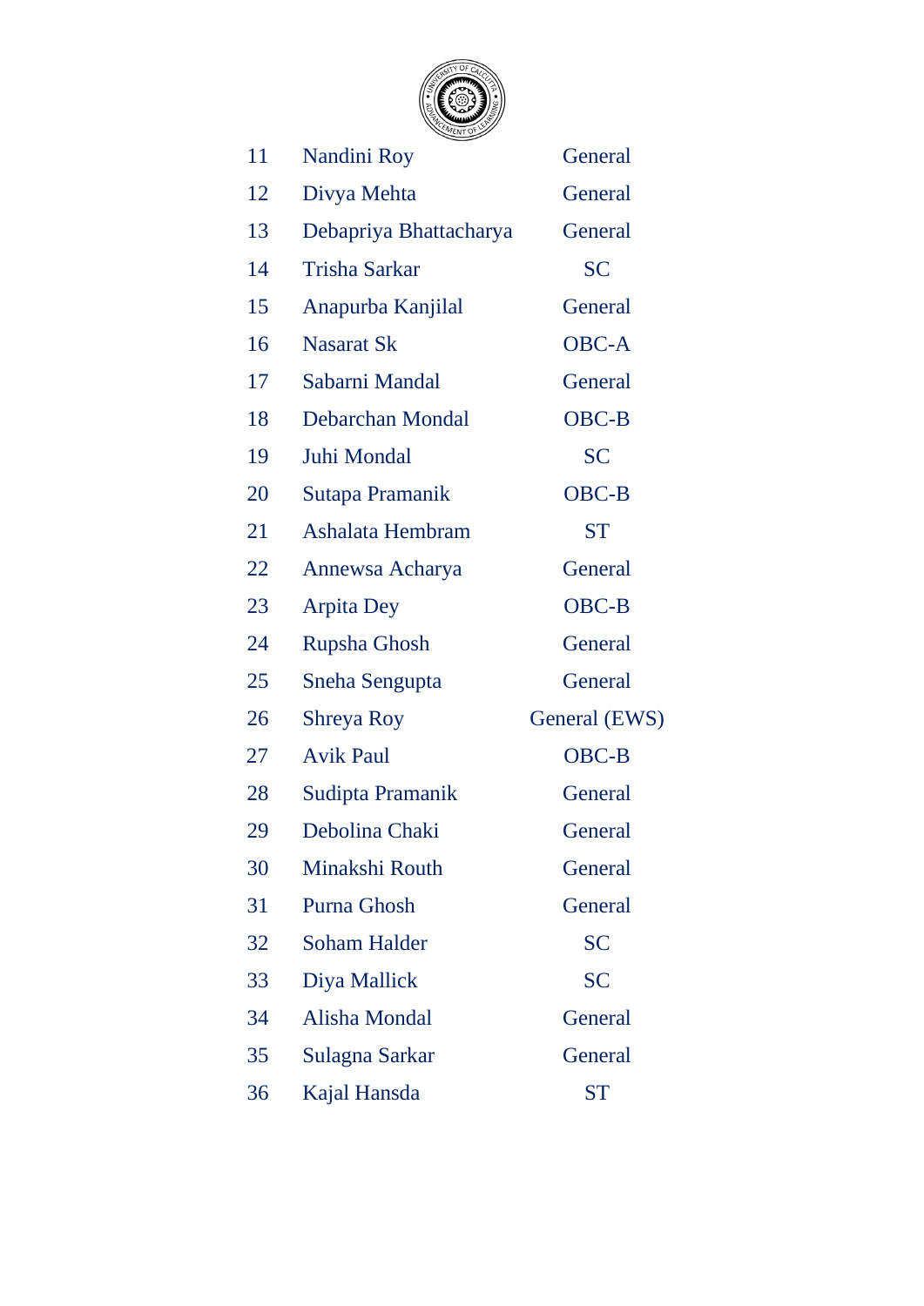| | | |
|---|---|---|
| 11 | Nandini Roy | General |
| 12 | Divya Mehta | General |
| 13 | Debapriya Bhattacharya | General |
| 14 | Trisha Sarkar | SC |
| 15 | Anapurba Kanjilal | General |
| 16 | Nasarat Sk | OBC-A |
| 17 | Sabarni Mandal | General |
| 18 | Debarchan Mondal | OBC-B |
| 19 | Juhi Mondal | SC |
| 20 | Sutapa Pramanik | OBC-B |
| 21 | Ashalata Hembram | ST |
| 22 | Annewsa Acharya | General |
| 23 | Arpita Dey | OBC-B |
| 24 | Rupsha Ghosh | General |
| 25 | Sneha Sengupta | General |
| 26 | Shreya Roy | General (EWS) |
| 27 | Avik Paul | OBC-B |
| 28 | Sudipta Pramanik | General |
| 29 | Debolina Chaki | General |
| 30 | Minakshi Routh | General |
| 31 | Purna Ghosh | General |
| 32 | Soham Halder | SC |
| 33 | Diya Mallick | SC |
| 34 | Alisha Mondal | General |
| 35 | Sulagna Sarkar | General |
| 36 | Kajal Hansda | ST |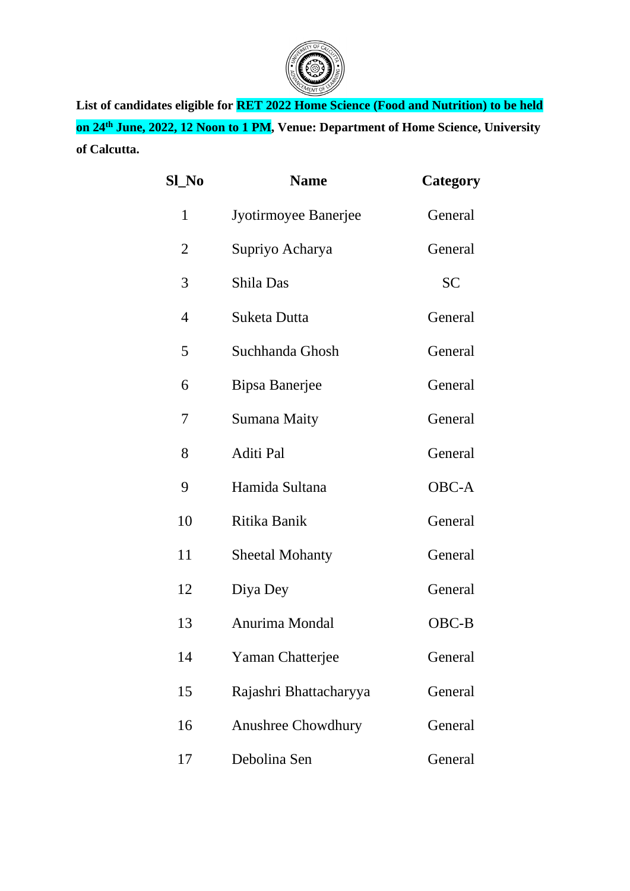**List of candidates eligible for RET 2022 Home Science (Food and Nutrition) to be held on 24th June, 2022, 12 Noon to 1 PM, Venue: Department of Home Science, University of Calcutta.**

| Sl_No | Name | Category |
|---|---|---|
| 1 | Jyotirmoyee Banerjee | General |
| 2 | Supriyo Acharya | General |
| 3 | Shila Das | SC |
| 4 | Suketa Dutta | General |
| 5 | Suchhanda Ghosh | General |
| 6 | Bipsa Banerjee | General |
| 7 | Sumana Maity | General |
| 8 | Aditi Pal | General |
| 9 | Hamida Sultana | OBC-A |
| 10 | Ritika Banik | General |
| 11 | Sheetal Mohanty | General |
| 12 | Diya Dey | General |
| 13 | Anurima Mondal | OBC-B |
| 14 | Yaman Chatterjee | General |
| 15 | Rajashri Bhattacharyya | General |
| 16 | Anushree Chowdhury | General |
| 17 | Debolina Sen | General |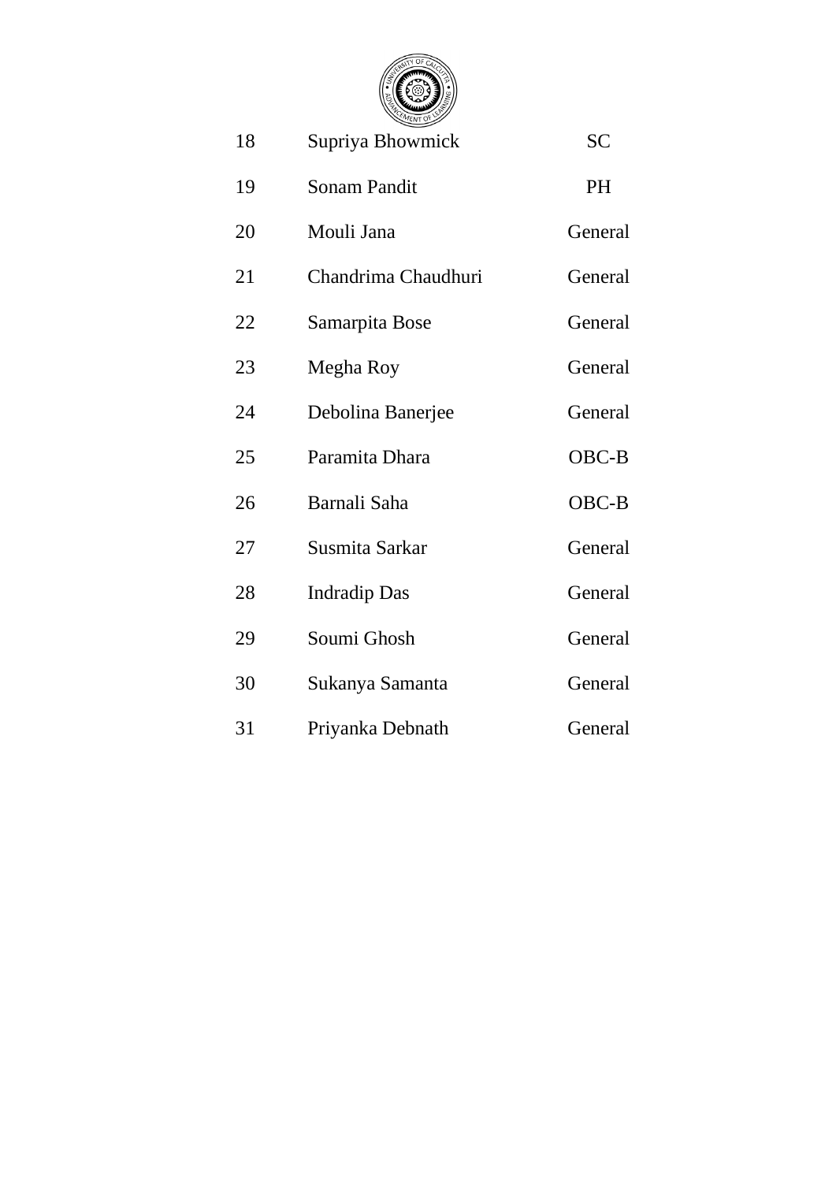| | | |
|---|---|---|
| 18 | Supriya Bhowmick | SC |
| 19 | Sonam Pandit | PH |
| 20 | Mouli Jana | General |
| 21 | Chandrima Chaudhuri | General |
| 22 | Samarpita Bose | General |
| 23 | Megha Roy | General |
| 24 | Debolina Banerjee | General |
| 25 | Paramita Dhara | OBC-B |
| 26 | Barnali Saha | OBC-B |
| 27 | Susmita Sarkar | General |
| 28 | Indradip Das | General |
| 29 | Soumi Ghosh | General |
| 30 | Sukanya Samanta | General |
| 31 | Priyanka Debnath | General |